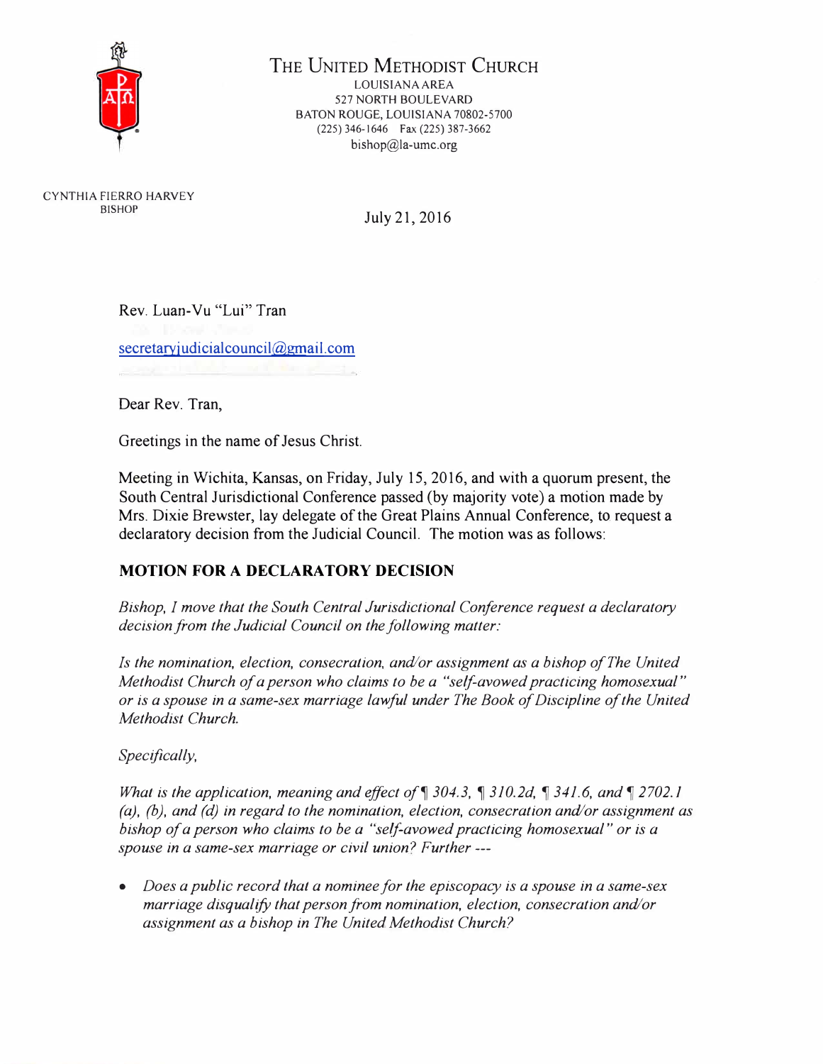# The United Methodist Church

LOUISIANA AREA
527 NORTH BOULEVARD
BATON ROUGE, LOUISIANA 70802-5700
(225) 346-1646 Fax (225) 387-3662
bishop@la-umc.org

CYNTHIA FIERRO HARVEY
BISHOP

July 21, 2016

Rev. Luan-Vu "Lui" Tran

secretaryjudicialcouncil@gmail.com

Dear Rev. Tran,

Greetings in the name of Jesus Christ.

Meeting in Wichita, Kansas, on Friday, July 15, 2016, and with a quorum present, the South Central Jurisdictional Conference passed (by majority vote) a motion made by Mrs. Dixie Brewster, lay delegate of the Great Plains Annual Conference, to request a declaratory decision from the Judicial Council. The motion was as follows:

**MOTION FOR A DECLARATORY DECISION**

*Bishop, I move that the South Central Jurisdictional Conference request a declaratory decision from the Judicial Council on the following matter:*

*Is the nomination, election, consecration, and/or assignment as a bishop of The United Methodist Church of a person who claims to be a "self-avowed practicing homosexual" or is a spouse in a same-sex marriage lawful under The Book of Discipline of the United Methodist Church.*

*Specifically,*

*What is the application, meaning and effect of ¶ 304.3, ¶ 310.2d, ¶ 341.6, and ¶ 2702.1 (a), (b), and (d) in regard to the nomination, election, consecration and/or assignment as bishop of a person who claims to be a "self-avowed practicing homosexual" or is a spouse in a same-sex marriage or civil union? Further ---*

- *Does a public record that a nominee for the episcopacy is a spouse in a same-sex marriage disqualify that person from nomination, election, consecration and/or assignment as a bishop in The United Methodist Church?*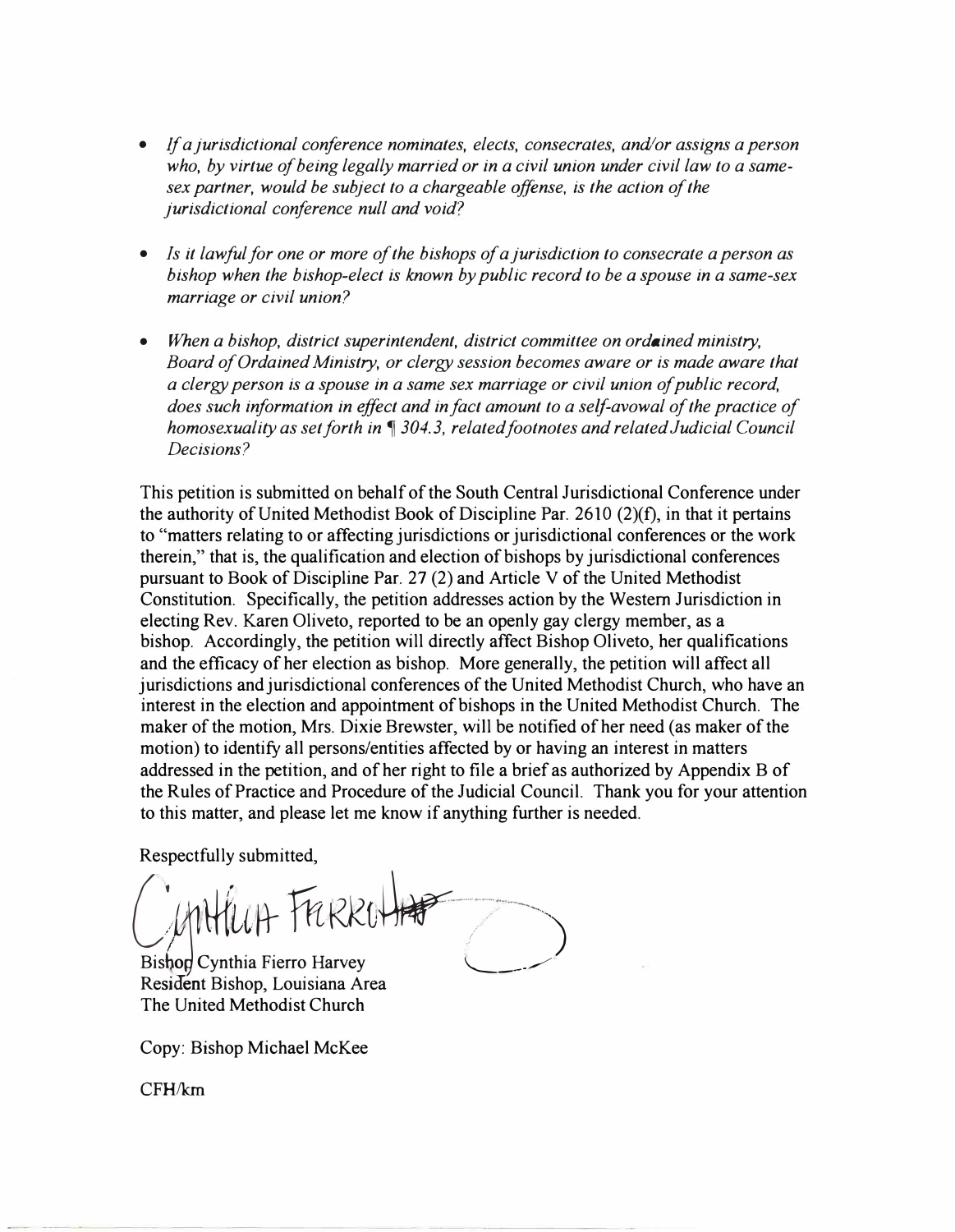- *If a jurisdictional conference nominates, elects, consecrates, and/or assigns a person who, by virtue of being legally married or in a civil union under civil law to a same-sex partner, would be subject to a chargeable offense, is the action of the jurisdictional conference null and void?*

- *Is it lawful for one or more of the bishops of a jurisdiction to consecrate a person as bishop when the bishop-elect is known by public record to be a spouse in a same-sex marriage or civil union?*

- *When a bishop, district superintendent, district committee on ordained ministry, Board of Ordained Ministry, or clergy session becomes aware or is made aware that a clergy person is a spouse in a same sex marriage or civil union of public record, does such information in effect and in fact amount to a self-avowal of the practice of homosexuality as set forth in ¶ 304.3, related footnotes and related Judicial Council Decisions?*

This petition is submitted on behalf of the South Central Jurisdictional Conference under the authority of United Methodist Book of Discipline Par. 2610 (2)(f), in that it pertains to "matters relating to or affecting jurisdictions or jurisdictional conferences or the work therein," that is, the qualification and election of bishops by jurisdictional conferences pursuant to Book of Discipline Par. 27 (2) and Article V of the United Methodist Constitution. Specifically, the petition addresses action by the Western Jurisdiction in electing Rev. Karen Oliveto, reported to be an openly gay clergy member, as a bishop. Accordingly, the petition will directly affect Bishop Oliveto, her qualifications and the efficacy of her election as bishop. More generally, the petition will affect all jurisdictions and jurisdictional conferences of the United Methodist Church, who have an interest in the election and appointment of bishops in the United Methodist Church. The maker of the motion, Mrs. Dixie Brewster, will be notified of her need (as maker of the motion) to identify all persons/entities affected by or having an interest in matters addressed in the petition, and of her right to file a brief as authorized by Appendix B of the Rules of Practice and Procedure of the Judicial Council. Thank you for your attention to this matter, and please let me know if anything further is needed.

Respectfully submitted,

Cynthia Fierro Harvey

Bishop Cynthia Fierro Harvey
Resident Bishop, Louisiana Area
The United Methodist Church

Copy: Bishop Michael McKee

CFH/km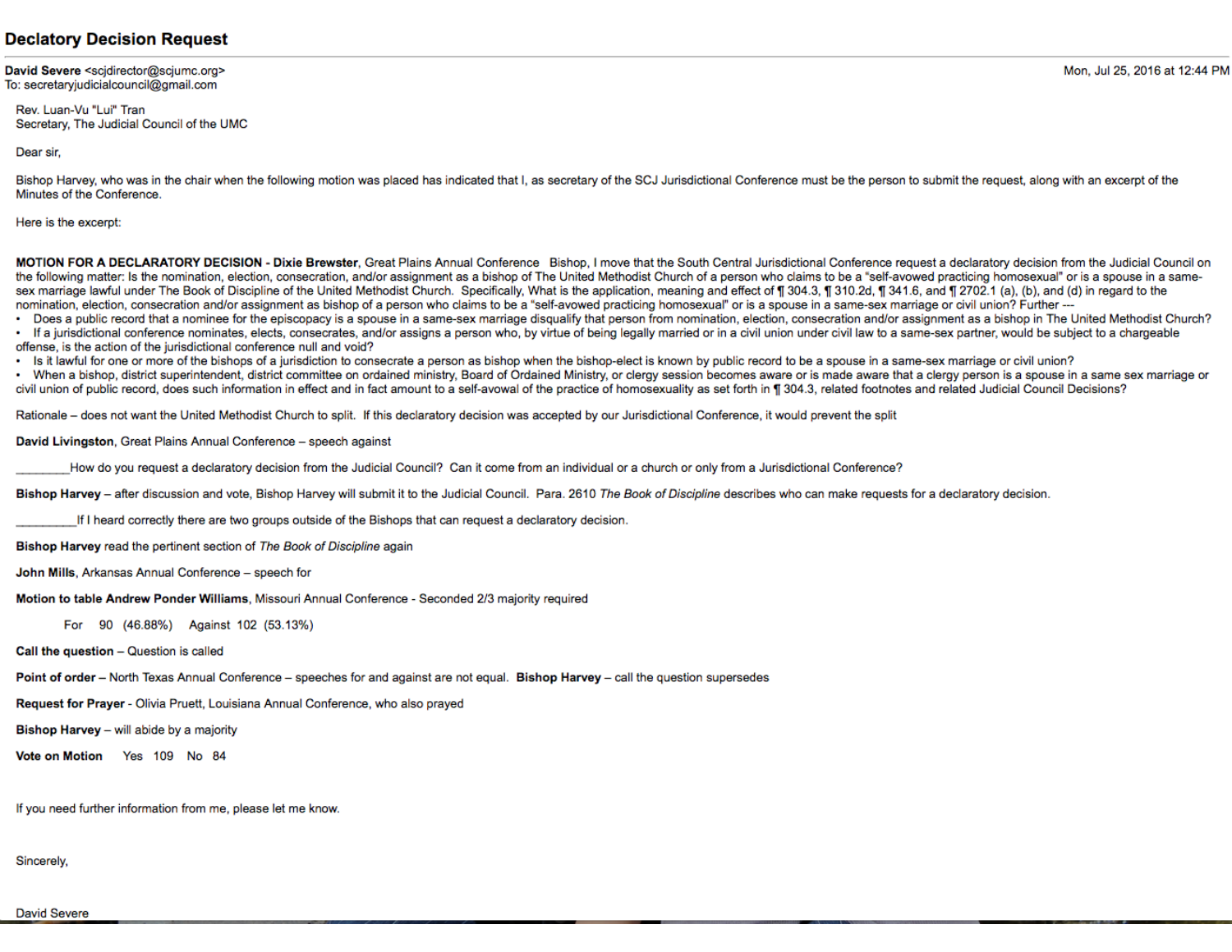# Declatory Decision Request

**David Severe** <scjdirector@scjumc.org>
To: secretaryjudicialcouncil@gmail.com

Mon, Jul 25, 2016 at 12:44 PM

Rev. Luan-Vu "Lui" Tran
Secretary, The Judicial Council of the UMC

Dear sir,

Bishop Harvey, who was in the chair when the following motion was placed has indicated that I, as secretary of the SCJ Jurisdictional Conference must be the person to submit the request, along with an excerpt of the Minutes of the Conference.

Here is the excerpt:

**MOTION FOR A DECLARATORY DECISION - Dixie Brewster**, Great Plains Annual Conference Bishop, I move that the South Central Jurisdictional Conference request a declaratory decision from the Judicial Council on the following matter: Is the nomination, election, consecration, and/or assignment as a bishop of The United Methodist Church of a person who claims to be a "self-avowed practicing homosexual" or is a spouse in a same-sex marriage lawful under The Book of Discipline of the United Methodist Church. Specifically, What is the application, meaning and effect of ¶ 304.3, ¶ 310.2d, ¶ 341.6, and ¶ 2702.1 (a), (b), and (d) in regard to the nomination, election, consecration and/or assignment as bishop of a person who claims to be a "self-avowed practicing homosexual" or is a spouse in a same-sex marriage or civil union? Further ---

- Does a public record that a nominee for the episcopacy is a spouse in a same-sex marriage disqualify that person from nomination, election, consecration and/or assignment as a bishop in The United Methodist Church?
- If a jurisdictional conference nominates, elects, consecrates, and/or assigns a person who, by virtue of being legally married or in a civil union under civil law to a same-sex partner, would be subject to a chargeable offense, is the action of the jurisdictional conference null and void?
- Is it lawful for one or more of the bishops of a jurisdiction to consecrate a person as bishop when the bishop-elect is known by public record to be a spouse in a same-sex marriage or civil union?
- When a bishop, district superintendent, district committee on ordained ministry, Board of Ordained Ministry, or clergy session becomes aware or is made aware that a clergy person is a spouse in a same sex marriage or civil union of public record, does such information in effect and in fact amount to a self-avowal of the practice of homosexuality as set forth in ¶ 304.3, related footnotes and related Judicial Council Decisions?

Rationale – does not want the United Methodist Church to split. If this declaratory decision was accepted by our Jurisdictional Conference, it would prevent the split

**David Livingston**, Great Plains Annual Conference – speech against

________How do you request a declaratory decision from the Judicial Council? Can it come from an individual or a church or only from a Jurisdictional Conference?

**Bishop Harvey** – after discussion and vote, Bishop Harvey will submit it to the Judicial Council. Para. 2610 *The Book of Discipline* describes who can make requests for a declaratory decision.

_________If I heard correctly there are two groups outside of the Bishops that can request a declaratory decision.

**Bishop Harvey** read the pertinent section of *The Book of Discipline* again

**John Mills**, Arkansas Annual Conference – speech for

**Motion to table Andrew Ponder Williams**, Missouri Annual Conference - Seconded 2/3 majority required

For 90 (46.88%) Against 102 (53.13%)

**Call the question** – Question is called

**Point of order** – North Texas Annual Conference – speeches for and against are not equal. **Bishop Harvey** – call the question supersedes

**Request for Prayer** - Olivia Pruett, Louisiana Annual Conference, who also prayed

**Bishop Harvey** – will abide by a majority

**Vote on Motion** Yes 109 No 84

If you need further information from me, please let me know.

Sincerely,

David Severe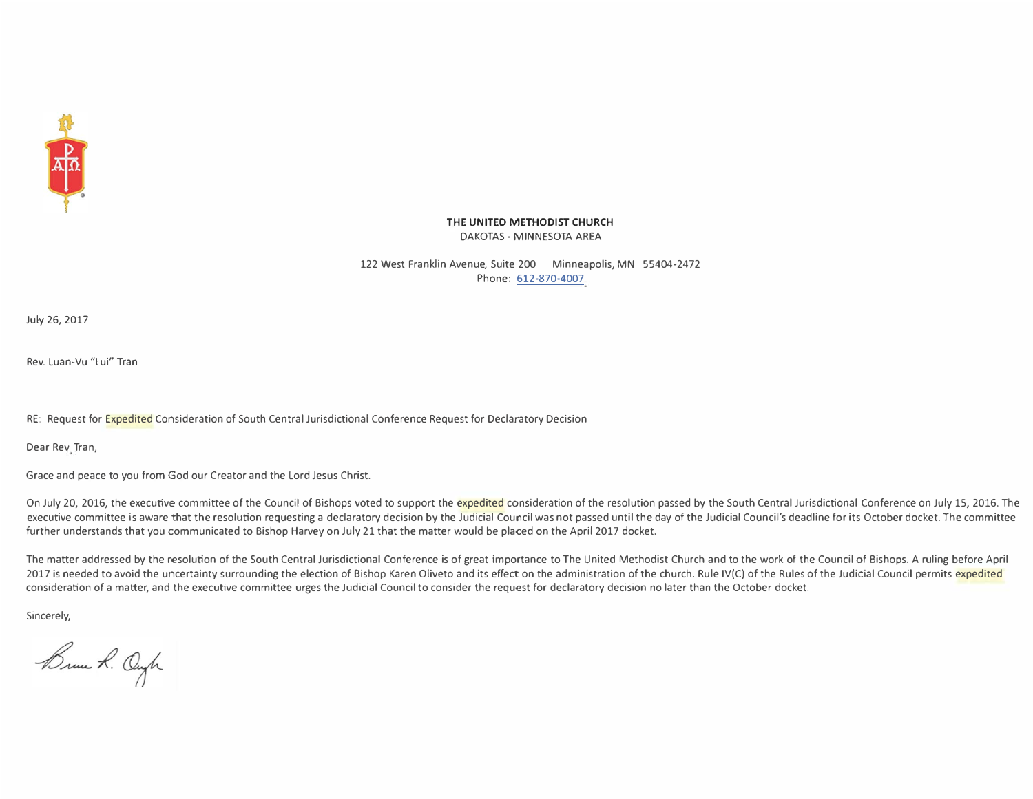**THE UNITED METHODIST CHURCH**
DAKOTAS - MINNESOTA AREA

122 West Franklin Avenue, Suite 200 Minneapolis, MN 55404-2472
Phone: 612-870-4007

July 26, 2017

Rev. Luan-Vu "Lui" Tran

RE: Request for Expedited Consideration of South Central Jurisdictional Conference Request for Declaratory Decision

Dear Rev. Tran,

Grace and peace to you from God our Creator and the Lord Jesus Christ.

On July 20, 2016, the executive committee of the Council of Bishops voted to support the expedited consideration of the resolution passed by the South Central Jurisdictional Conference on July 15, 2016. The executive committee is aware that the resolution requesting a declaratory decision by the Judicial Council was not passed until the day of the Judicial Council's deadline for its October docket. The committee further understands that you communicated to Bishop Harvey on July 21 that the matter would be placed on the April 2017 docket.

The matter addressed by the resolution of the South Central Jurisdictional Conference is of great importance to The United Methodist Church and to the work of the Council of Bishops. A ruling before April 2017 is needed to avoid the uncertainty surrounding the election of Bishop Karen Oliveto and its effect on the administration of the church. Rule IV(C) of the Rules of the Judicial Council permits expedited consideration of a matter, and the executive committee urges the Judicial Council to consider the request for declaratory decision no later than the October docket.

Sincerely,

Bruce R. Ough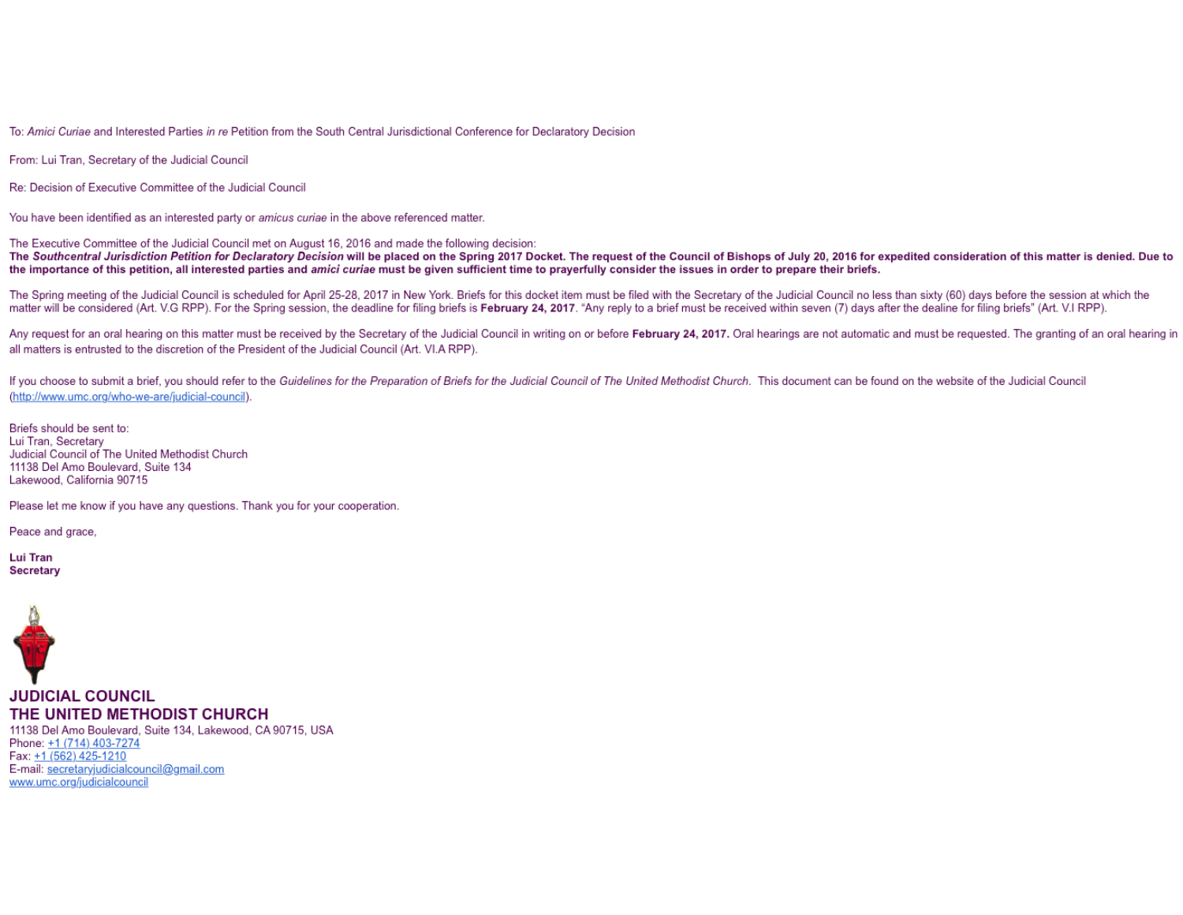To: *Amici Curiae* and Interested Parties *in re* Petition from the South Central Jurisdictional Conference for Declaratory Decision

From: Lui Tran, Secretary of the Judicial Council

Re: Decision of Executive Committee of the Judicial Council

You have been identified as an interested party or *amicus curiae* in the above referenced matter.

The Executive Committee of the Judicial Council met on August 16, 2016 and made the following decision:
**The *Southcentral Jurisdiction Petition for Declaratory Decision* will be placed on the Spring 2017 Docket. The request of the Council of Bishops of July 20, 2016 for expedited consideration of this matter is denied. Due to the importance of this petition, all interested parties and *amici curiae* must be given sufficient time to prayerfully consider the issues in order to prepare their briefs.**

The Spring meeting of the Judicial Council is scheduled for April 25-28, 2017 in New York. Briefs for this docket item must be filed with the Secretary of the Judicial Council no less than sixty (60) days before the session at which the matter will be considered (Art. V.G RPP). For the Spring session, the deadline for filing briefs is **February 24, 2017**. "Any reply to a brief must be received within seven (7) days after the dealine for filing briefs" (Art. V.I RPP).

Any request for an oral hearing on this matter must be received by the Secretary of the Judicial Council in writing on or before **February 24, 2017.** Oral hearings are not automatic and must be requested. The granting of an oral hearing in all matters is entrusted to the discretion of the President of the Judicial Council (Art. VI.A RPP).

If you choose to submit a brief, you should refer to the *Guidelines for the Preparation of Briefs for the Judicial Council of The United Methodist Church*. This document can be found on the website of the Judicial Council (http://www.umc.org/who-we-are/judicial-council).

Briefs should be sent to:
Lui Tran, Secretary
Judicial Council of The United Methodist Church
11138 Del Amo Boulevard, Suite 134
Lakewood, California 90715

Please let me know if you have any questions. Thank you for your cooperation.

Peace and grace,

**Lui Tran**
**Secretary**

**JUDICIAL COUNCIL**
**THE UNITED METHODIST CHURCH**
11138 Del Amo Boulevard, Suite 134, Lakewood, CA 90715, USA
Phone: +1 (714) 403-7274
Fax: +1 (562) 425-1210
E-mail: secretaryjudicialcouncil@gmail.com
www.umc.org/judicialcouncil